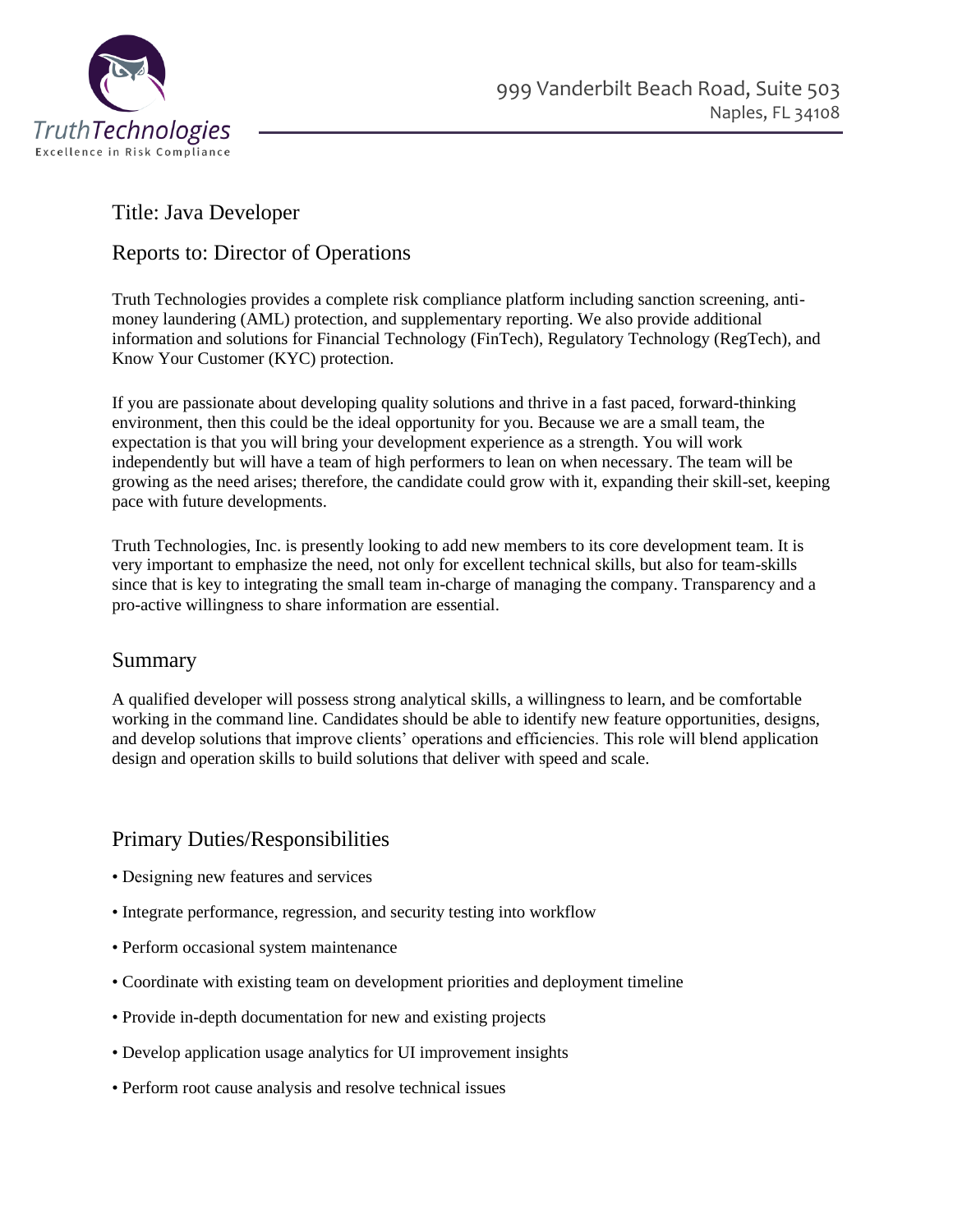TruthTechnologies

Excellence in Risk Compliance

999 Vanderbilt Beach Road, Suite 503
Naples, FL 34108

## Title: Java Developer

## Reports to: Director of Operations

Truth Technologies provides a complete risk compliance platform including sanction screening, anti-money laundering (AML) protection, and supplementary reporting. We also provide additional information and solutions for Financial Technology (FinTech), Regulatory Technology (RegTech), and Know Your Customer (KYC) protection.

If you are passionate about developing quality solutions and thrive in a fast paced, forward-thinking environment, then this could be the ideal opportunity for you. Because we are a small team, the expectation is that you will bring your development experience as a strength. You will work independently but will have a team of high performers to lean on when necessary. The team will be growing as the need arises; therefore, the candidate could grow with it, expanding their skill-set, keeping pace with future developments.

Truth Technologies, Inc. is presently looking to add new members to its core development team. It is very important to emphasize the need, not only for excellent technical skills, but also for team-skills since that is key to integrating the small team in-charge of managing the company. Transparency and a pro-active willingness to share information are essential.

## Summary

A qualified developer will possess strong analytical skills, a willingness to learn, and be comfortable working in the command line. Candidates should be able to identify new feature opportunities, designs, and develop solutions that improve clients' operations and efficiencies. This role will blend application design and operation skills to build solutions that deliver with speed and scale.

## Primary Duties/Responsibilities

- Designing new features and services
- Integrate performance, regression, and security testing into workflow
- Perform occasional system maintenance
- Coordinate with existing team on development priorities and deployment timeline
- Provide in-depth documentation for new and existing projects
- Develop application usage analytics for UI improvement insights
- Perform root cause analysis and resolve technical issues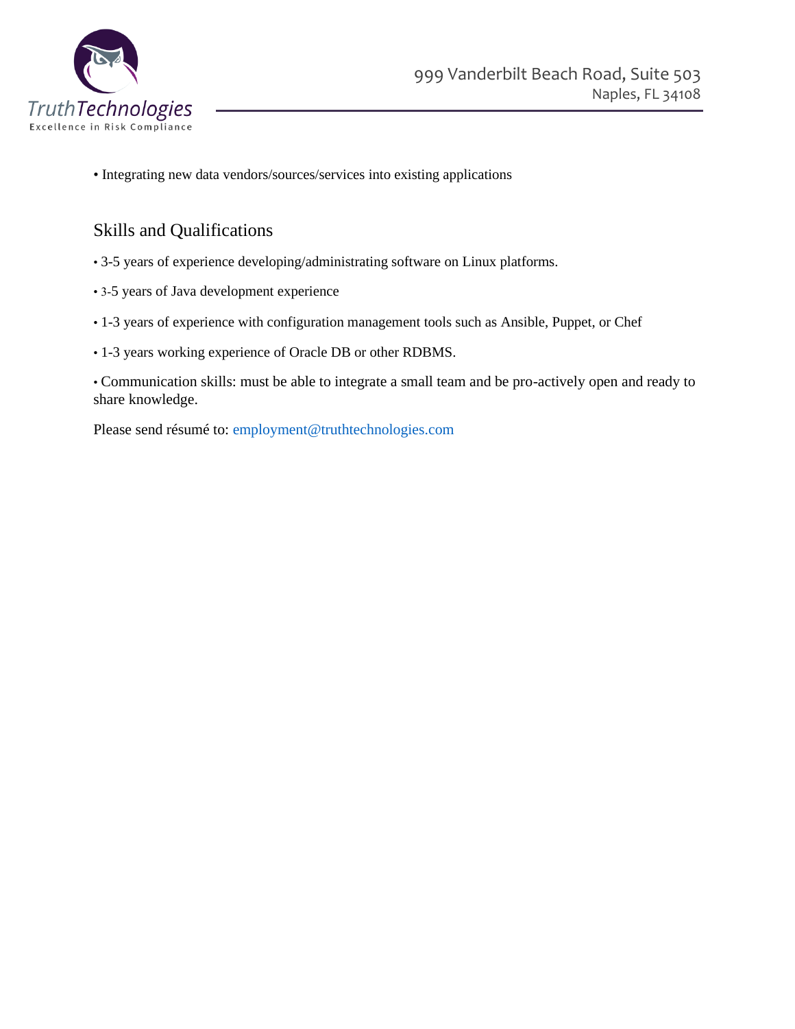- Integrating new data vendors/sources/services into existing applications

## Skills and Qualifications

- 3-5 years of experience developing/administrating software on Linux platforms.
- 3-5 years of Java development experience
- 1-3 years of experience with configuration management tools such as Ansible, Puppet, or Chef
- 1-3 years working experience of Oracle DB or other RDBMS.
- Communication skills: must be able to integrate a small team and be pro-actively open and ready to share knowledge.

Please send résumé to: employment@truthtechnologies.com